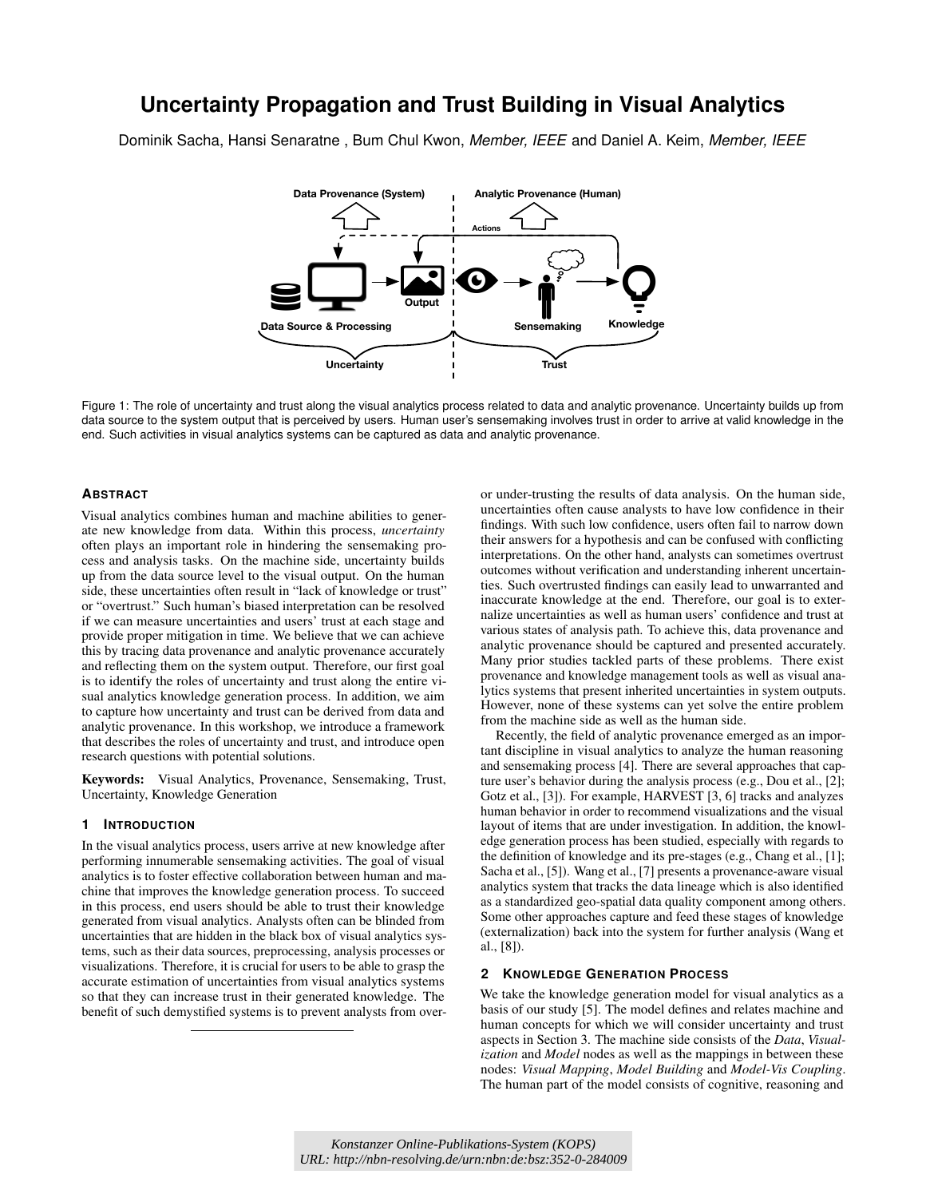# Uncertainty Propagation and Trust Building in Visual Analytics

Dominik Sacha, Hansi Senaratne , Bum Chul Kwon, *Member, IEEE* and Daniel A. Keim, *Member, IEEE*

Figure 1: The role of uncertainty and trust along the visual analytics process related to data and analytic provenance. Uncertainty builds up from data source to the system output that is perceived by users. Human user's sensemaking involves trust in order to arrive at valid knowledge in the end. Such activities in visual analytics systems can be captured as data and analytic provenance.

## Abstract

Visual analytics combines human and machine abilities to generate new knowledge from data. Within this process, *uncertainty* often plays an important role in hindering the sensemaking process and analysis tasks. On the machine side, uncertainty builds up from the data source level to the visual output. On the human side, these uncertainties often result in "lack of knowledge or trust" or "overtrust." Such human's biased interpretation can be resolved if we can measure uncertainties and users' trust at each stage and provide proper mitigation in time. We believe that we can achieve this by tracing data provenance and analytic provenance accurately and reflecting them on the system output. Therefore, our first goal is to identify the roles of uncertainty and trust along the entire visual analytics knowledge generation process. In addition, we aim to capture how uncertainty and trust can be derived from data and analytic provenance. In this workshop, we introduce a framework that describes the roles of uncertainty and trust, and introduce open research questions with potential solutions.

**Keywords:** Visual Analytics, Provenance, Sensemaking, Trust, Uncertainty, Knowledge Generation

## 1 Introduction

In the visual analytics process, users arrive at new knowledge after performing innumerable sensemaking activities. The goal of visual analytics is to foster effective collaboration between human and machine that improves the knowledge generation process. To succeed in this process, end users should be able to trust their knowledge generated from visual analytics. Analysts often can be blinded from uncertainties that are hidden in the black box of visual analytics systems, such as their data sources, preprocessing, analysis processes or visualizations. Therefore, it is crucial for users to be able to grasp the accurate estimation of uncertainties from visual analytics systems so that they can increase trust in their generated knowledge. The benefit of such demystified systems is to prevent analysts from over- or under-trusting the results of data analysis. On the human side, uncertainties often cause analysts to have low confidence in their findings. With such low confidence, users often fail to narrow down their answers for a hypothesis and can be confused with conflicting interpretations. On the other hand, analysts can sometimes overtrust outcomes without verification and understanding inherent uncertainties. Such overtrusted findings can easily lead to unwarranted and inaccurate knowledge at the end. Therefore, our goal is to externalize uncertainties as well as human users' confidence and trust at various states of analysis path. To achieve this, data provenance and analytic provenance should be captured and presented accurately. Many prior studies tackled parts of these problems. There exist provenance and knowledge management tools as well as visual analytics systems that present inherited uncertainties in system outputs. However, none of these systems can yet solve the entire problem from the machine side as well as the human side.

Recently, the field of analytic provenance emerged as an important discipline in visual analytics to analyze the human reasoning and sensemaking process [4]. There are several approaches that capture user's behavior during the analysis process (e.g., Dou et al., [2]; Gotz et al., [3]). For example, HARVEST [3, 6] tracks and analyzes human behavior in order to recommend visualizations and the visual layout of items that are under investigation. In addition, the knowledge generation process has been studied, especially with regards to the definition of knowledge and its pre-stages (e.g., Chang et al., [1]; Sacha et al., [5]). Wang et al., [7] presents a provenance-aware visual analytics system that tracks the data lineage which is also identified as a standardized geo-spatial data quality component among others. Some other approaches capture and feed these stages of knowledge (externalization) back into the system for further analysis (Wang et al., [8]).

## 2 Knowledge Generation Process

We take the knowledge generation model for visual analytics as a basis of our study [5]. The model defines and relates machine and human concepts for which we will consider uncertainty and trust aspects in Section 3. The machine side consists of the *Data*, *Visualization* and *Model* nodes as well as the mappings in between these nodes: *Visual Mapping*, *Model Building* and *Model-Vis Coupling*. The human part of the model consists of cognitive, reasoning and

Konstanzer Online-Publikations-System (KOPS)
URL: http://nbn-resolving.de/urn:nbn:de:bsz:352-0-284009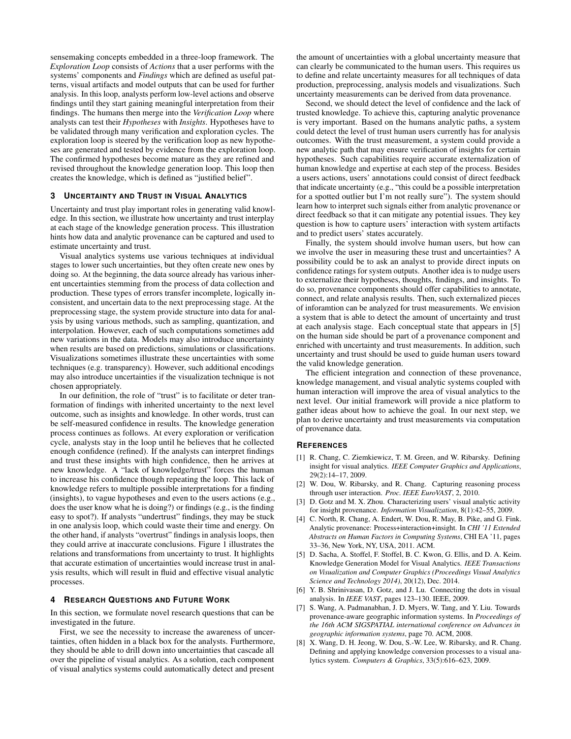sensemaking concepts embedded in a three-loop framework. The *Exploration Loop* consists of *Actions* that a user performs with the systems' components and *Findings* which are defined as useful patterns, visual artifacts and model outputs that can be used for further analysis. In this loop, analysts perform low-level actions and observe findings until they start gaining meaningful interpretation from their findings. The humans then merge into the *Verification Loop* where analysts can test their *Hypotheses* with *Insights*. Hypotheses have to be validated through many verification and exploration cycles. The exploration loop is steered by the verification loop as new hypotheses are generated and tested by evidence from the exploration loop. The confirmed hypotheses become mature as they are refined and revised throughout the knowledge generation loop. This loop then creates the knowledge, which is defined as "justified belief".

## 3 Uncertainty and Trust in Visual Analytics

Uncertainty and trust play important roles in generating valid knowledge. In this section, we illustrate how uncertainty and trust interplay at each stage of the knowledge generation process. This illustration hints how data and analytic provenance can be captured and used to estimate uncertainty and trust.

Visual analytics systems use various techniques at individual stages to lower such uncertainties, but they often create new ones by doing so. At the beginning, the data source already has various inherent uncertainties stemming from the process of data collection and production. These types of errors transfer incomplete, logically inconsistent, and uncertain data to the next preprocessing stage. At the preprocessing stage, the system provide structure into data for analysis by using various methods, such as sampling, quantization, and interpolation. However, each of such computations sometimes add new variations in the data. Models may also introduce uncertainty when results are based on predictions, simulations or classifications. Visualizations sometimes illustrate these uncertainties with some techniques (e.g. transparency). However, such additional encodings may also introduce uncertainties if the visualization technique is not chosen appropriately.

In our definition, the role of "trust" is to facilitate or deter tranformation of findings with inherited uncertainty to the next level outcome, such as insights and knowledge. In other words, trust can be self-measured confidence in results. The knowledge generation process continues as follows. At every exploration or verification cycle, analysts stay in the loop until he believes that he collected enough confidence (refined). If the analysts can interpret findings and trust these insights with high confidence, then he arrives at new knowledge. A "lack of knowledge/trust" forces the human to increase his confidence though repeating the loop. This lack of knowledge refers to multiple possible interpretations for a finding (insights), to vague hypotheses and even to the users actions (e.g., does the user know what he is doing?) or findings (e.g., is the finding easy to spot?). If analysts "undertrust" findings, they may be stuck in one analysis loop, which could waste their time and energy. On the other hand, if analysts "overtrust" findings in analysis loops, then they could arrive at inaccurate conclusions. Figure 1 illustrates the relations and transformations from uncertainty to trust. It highlights that accurate estimation of uncertainties would increase trust in analysis results, which will result in fluid and effective visual analytic processes.

## 4 Research Questions and Future Work

In this section, we formulate novel research questions that can be investigated in the future.

First, we see the necessity to increase the awareness of uncertainties, often hidden in a black box for the analysts. Furthermore, they should be able to drill down into uncertainties that cascade all over the pipeline of visual analytics. As a solution, each component of visual analytics systems could automatically detect and present the amount of uncertainties with a global uncertainty measure that can clearly be communicated to the human users. This requires us to define and relate uncertainty measures for all techniques of data production, preprocessing, analysis models and visualizations. Such uncertainty measurements can be derived from data provenance.

Second, we should detect the level of confidence and the lack of trusted knowledge. To achieve this, capturing analytic provenance is very important. Based on the humans analytic paths, a system could detect the level of trust human users currently has for analysis outcomes. With the trust measurement, a system could provide a new analytic path that may ensure verification of insights for certain hypotheses. Such capabilities require accurate externalization of human knowledge and expertise at each step of the process. Besides a users actions, users' annotations could consist of direct feedback that indicate uncertainty (e.g., "this could be a possible interpretation for a spotted outlier but I'm not really sure"). The system should learn how to interpret such signals either from analytic provenance or direct feedback so that it can mitigate any potential issues. They key question is how to capture users' interaction with system artifacts and to predict users' states accurately.

Finally, the system should involve human users, but how can we involve the user in measuring these trust and uncertainties? A possibility could be to ask an analyst to provide direct inputs on confidence ratings for system outputs. Another idea is to nudge users to externalize their hypotheses, thoughts, findings, and insights. To do so, provenance components should offer capabilities to annotate, connect, and relate analysis results. Then, such externalized pieces of inforamtion can be analyzed for trust measurements. We envision a system that is able to detect the amount of uncertainty and trust at each analysis stage. Each conceptual state that appears in [5] on the human side should be part of a provenance component and enriched with uncertainty and trust measurements. In addition, such uncertainty and trust should be used to guide human users toward the valid knowledge generation.

The efficient integration and connection of these provenance, knowledge management, and visual analytic systems coupled with human interaction will improve the area of visual analytics to the next level. Our initial framework will provide a nice platform to gather ideas about how to achieve the goal. In our next step, we plan to derive uncertainty and trust measurements via computation of provenance data.

## References

[1] R. Chang, C. Ziemkiewicz, T. M. Green, and W. Ribarsky. Defining insight for visual analytics. *IEEE Computer Graphics and Applications*, 29(2):14–17, 2009.

[2] W. Dou, W. Ribarsky, and R. Chang. Capturing reasoning process through user interaction. *Proc. IEEE EuroVAST*, 2, 2010.

[3] D. Gotz and M. X. Zhou. Characterizing users' visual analytic activity for insight provenance. *Information Visualization*, 8(1):42–55, 2009.

[4] C. North, R. Chang, A. Endert, W. Dou, R. May, B. Pike, and G. Fink. Analytic provenance: Process+interaction+insight. In *CHI '11 Extended Abstracts on Human Factors in Computing Systems*, CHI EA '11, pages 33–36, New York, NY, USA, 2011. ACM.

[5] D. Sacha, A. Stoffel, F. Stoffel, B. C. Kwon, G. Ellis, and D. A. Keim. Knowledge Generation Model for Visual Analytics. *IEEE Transactions on Visualization and Computer Graphics (Proceedings Visual Analytics Science and Technology 2014)*, 20(12), Dec. 2014.

[6] Y. B. Shrinivasan, D. Gotz, and J. Lu. Connecting the dots in visual analysis. In *IEEE VAST*, pages 123–130. IEEE, 2009.

[7] S. Wang, A. Padmanabhan, J. D. Myers, W. Tang, and Y. Liu. Towards provenance-aware geographic information systems. In *Proceedings of the 16th ACM SIGSPATIAL international conference on Advances in geographic information systems*, page 70. ACM, 2008.

[8] X. Wang, D. H. Jeong, W. Dou, S.-W. Lee, W. Ribarsky, and R. Chang. Defining and applying knowledge conversion processes to a visual analytics system. *Computers & Graphics*, 33(5):616–623, 2009.